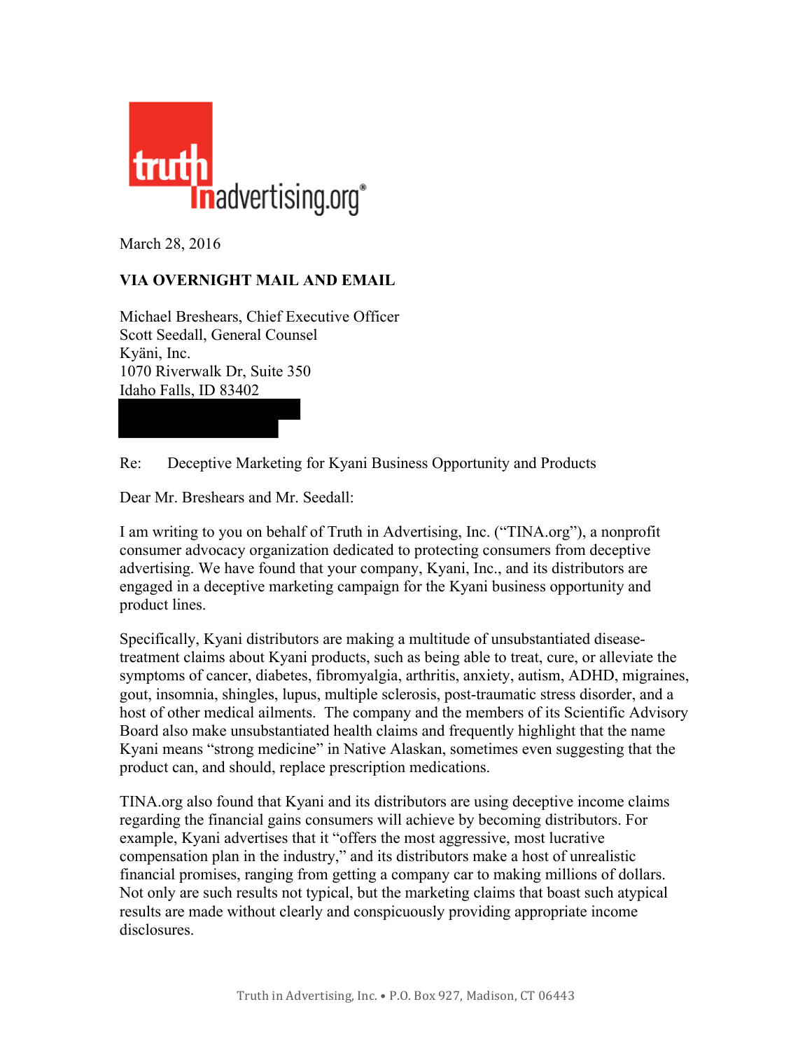March 28, 2016

**VIA OVERNIGHT MAIL AND EMAIL**

Michael Breshears, Chief Executive Officer
Scott Seedall, General Counsel
Kyäni, Inc.
1070 Riverwalk Dr, Suite 350
Idaho Falls, ID 83402

Re: Deceptive Marketing for Kyani Business Opportunity and Products

Dear Mr. Breshears and Mr. Seedall:

I am writing to you on behalf of Truth in Advertising, Inc. ("TINA.org"), a nonprofit consumer advocacy organization dedicated to protecting consumers from deceptive advertising. We have found that your company, Kyani, Inc., and its distributors are engaged in a deceptive marketing campaign for the Kyani business opportunity and product lines.

Specifically, Kyani distributors are making a multitude of unsubstantiated disease-treatment claims about Kyani products, such as being able to treat, cure, or alleviate the symptoms of cancer, diabetes, fibromyalgia, arthritis, anxiety, autism, ADHD, migraines, gout, insomnia, shingles, lupus, multiple sclerosis, post-traumatic stress disorder, and a host of other medical ailments. The company and the members of its Scientific Advisory Board also make unsubstantiated health claims and frequently highlight that the name Kyani means "strong medicine" in Native Alaskan, sometimes even suggesting that the product can, and should, replace prescription medications.

TINA.org also found that Kyani and its distributors are using deceptive income claims regarding the financial gains consumers will achieve by becoming distributors. For example, Kyani advertises that it "offers the most aggressive, most lucrative compensation plan in the industry," and its distributors make a host of unrealistic financial promises, ranging from getting a company car to making millions of dollars. Not only are such results not typical, but the marketing claims that boast such atypical results are made without clearly and conspicuously providing appropriate income disclosures.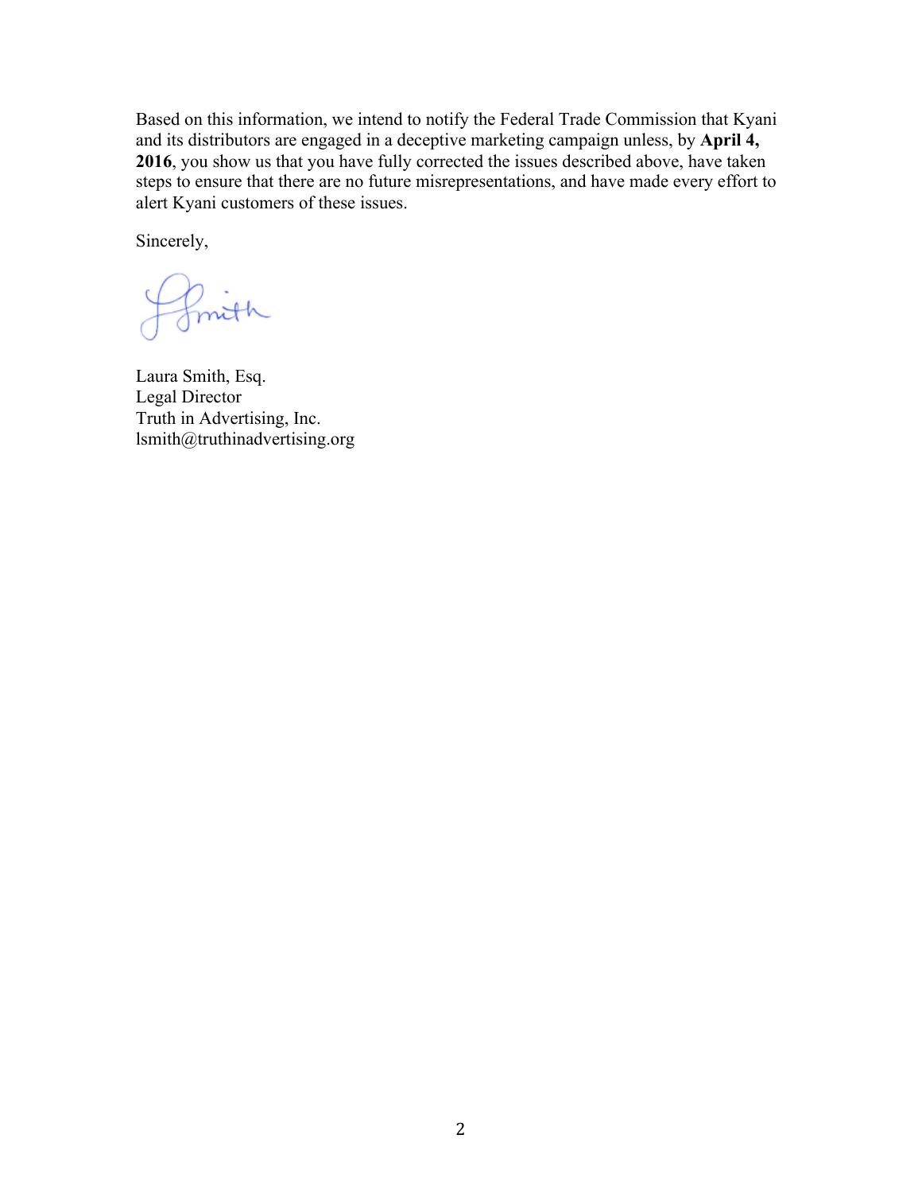Based on this information, we intend to notify the Federal Trade Commission that Kyani and its distributors are engaged in a deceptive marketing campaign unless, by **April 4, 2016**, you show us that you have fully corrected the issues described above, have taken steps to ensure that there are no future misrepresentations, and have made every effort to alert Kyani customers of these issues.

Sincerely,

Laura Smith, Esq.
Legal Director
Truth in Advertising, Inc.
lsmith@truthinadvertising.org